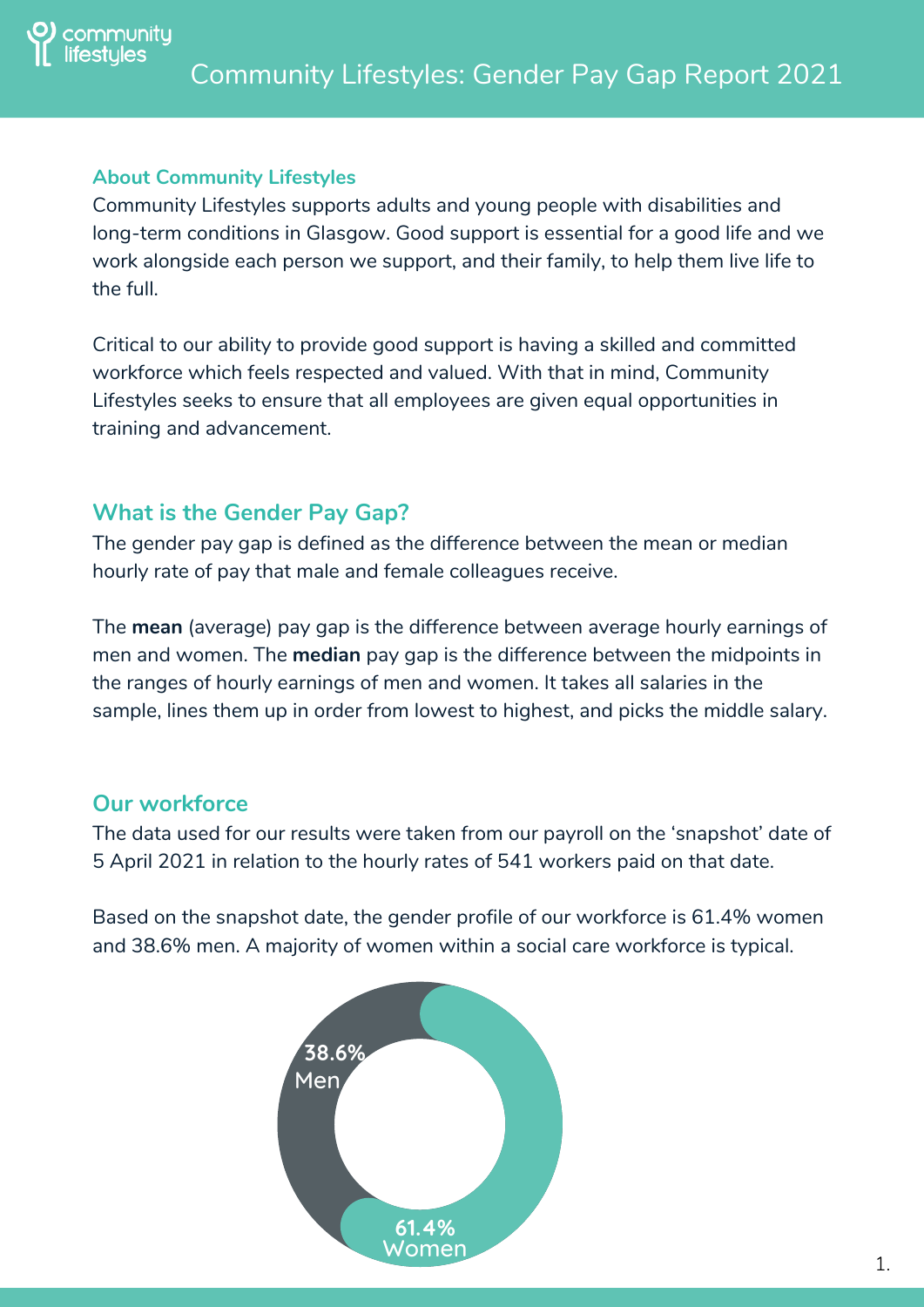# Community Lifestyles: Gender Pay Gap Report 2021

### About Community Lifestyles

Community Lifestyles supports adults and young people with disabilities and long-term conditions in Glasgow. Good support is essential for a good life and we work alongside each person we support, and their family, to help them live life to the full.

Critical to our ability to provide good support is having a skilled and committed workforce which feels respected and valued. With that in mind, Community Lifestyles seeks to ensure that all employees are given equal opportunities in training and advancement.

## What is the Gender Pay Gap?

The gender pay gap is defined as the difference between the mean or median hourly rate of pay that male and female colleagues receive.

The **mean** (average) pay gap is the difference between average hourly earnings of men and women. The **median** pay gap is the difference between the midpoints in the ranges of hourly earnings of men and women. It takes all salaries in the sample, lines them up in order from lowest to highest, and picks the middle salary.

## Our workforce

The data used for our results were taken from our payroll on the 'snapshot' date of 5 April 2021 in relation to the hourly rates of 541 workers paid on that date.

Based on the snapshot date, the gender profile of our workforce is 61.4% women and 38.6% men. A majority of women within a social care workforce is typical.

38.6% Men

61.4% Women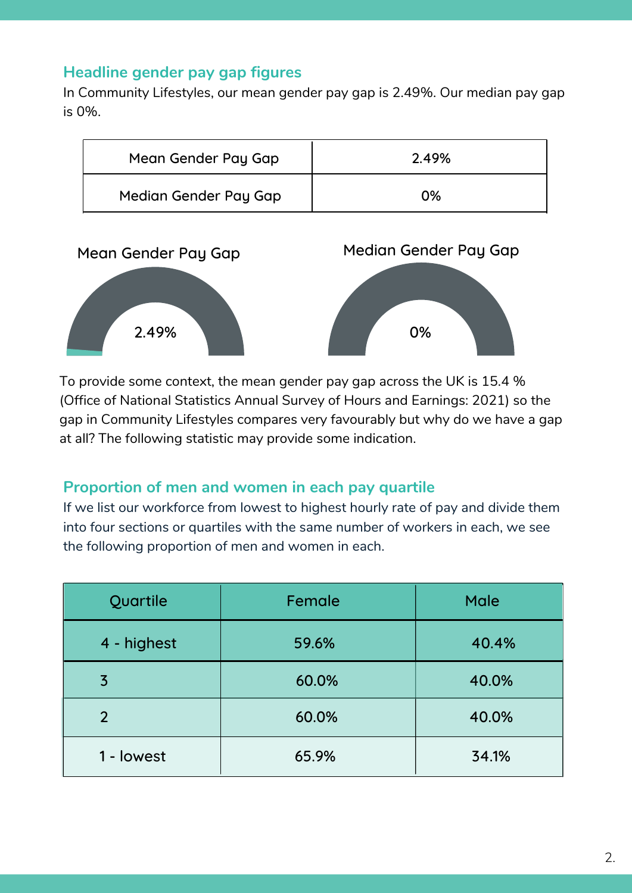## Headline gender pay gap figures

In Community Lifestyles, our mean gender pay gap is 2.49%. Our median pay gap is 0%.

| Mean Gender Pay Gap | 2.49% |
|---|---|
| Median Gender Pay Gap | 0% |

Mean Gender Pay Gap

2.49%

Median Gender Pay Gap

0%

To provide some context, the mean gender pay gap across the UK is 15.4 % (Office of National Statistics Annual Survey of Hours and Earnings: 2021) so the gap in Community Lifestyles compares very favourably but why do we have a gap at all? The following statistic may provide some indication.

## Proportion of men and women in each pay quartile

If we list our workforce from lowest to highest hourly rate of pay and divide them into four sections or quartiles with the same number of workers in each, we see the following proportion of men and women in each.

| Quartile | Female | Male |
|---|---|---|
| 4 - highest | 59.6% | 40.4% |
| 3 | 60.0% | 40.0% |
| 2 | 60.0% | 40.0% |
| 1 - lowest | 65.9% | 34.1% |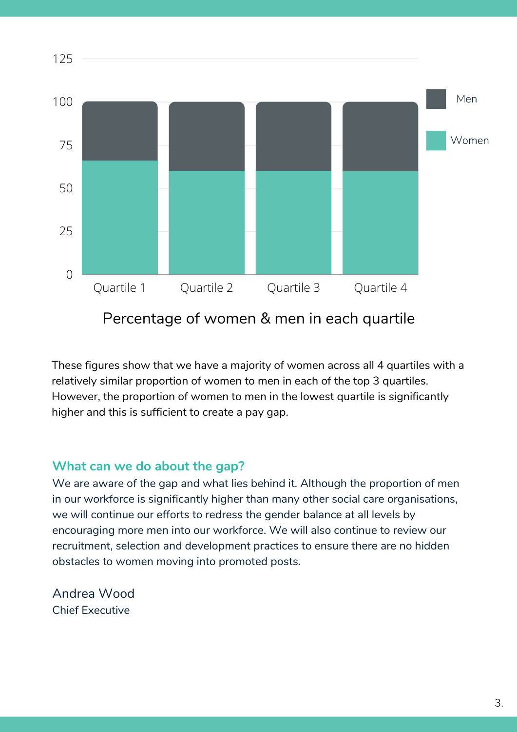125

100

75

50

25

0

Quartile 1

Quartile 2

Quartile 3

Quartile 4

Men

Women

Percentage of women & men in each quartile

These figures show that we have a majority of women across all 4 quartiles with a relatively similar proportion of women to men in each of the top 3 quartiles. However, the proportion of women to men in the lowest quartile is significantly higher and this is sufficient to create a pay gap.

## What can we do about the gap?

We are aware of the gap and what lies behind it. Although the proportion of men in our workforce is significantly higher than many other social care organisations, we will continue our efforts to redress the gender balance at all levels by encouraging more men into our workforce. We will also continue to review our recruitment, selection and development practices to ensure there are no hidden obstacles to women moving into promoted posts.

Andrea Wood
Chief Executive